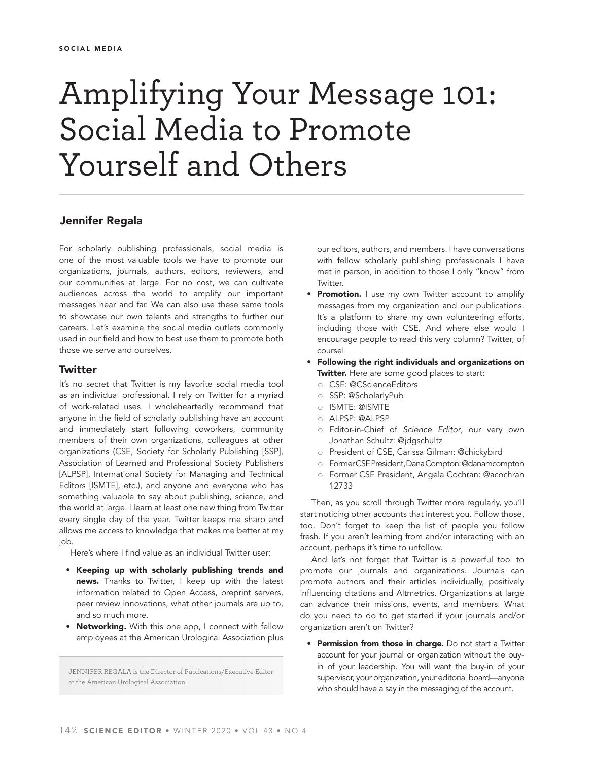SOCIAL MEDIA

# Amplifying Your Message 101: Social Media to Promote Yourself and Others

**Jennifer Regala**

For scholarly publishing professionals, social media is one of the most valuable tools we have to promote our organizations, journals, authors, editors, reviewers, and our communities at large. For no cost, we can cultivate audiences across the world to amplify our important messages near and far. We can also use these same tools to showcase our own talents and strengths to further our careers. Let's examine the social media outlets commonly used in our field and how to best use them to promote both those we serve and ourselves.

## Twitter

It's no secret that Twitter is my favorite social media tool as an individual professional. I rely on Twitter for a myriad of work-related uses. I wholeheartedly recommend that anyone in the field of scholarly publishing have an account and immediately start following coworkers, community members of their own organizations, colleagues at other organizations (CSE, Society for Scholarly Publishing [SSP], Association of Learned and Professional Society Publishers [ALPSP], International Society for Managing and Technical Editors [ISMTE], etc.), and anyone and everyone who has something valuable to say about publishing, science, and the world at large. I learn at least one new thing from Twitter every single day of the year. Twitter keeps me sharp and allows me access to knowledge that makes me better at my job.

Here's where I find value as an individual Twitter user:

- **Keeping up with scholarly publishing trends and news.** Thanks to Twitter, I keep up with the latest information related to Open Access, preprint servers, peer review innovations, what other journals are up to, and so much more.
- **Networking.** With this one app, I connect with fellow employees at the American Urological Association plus our editors, authors, and members. I have conversations with fellow scholarly publishing professionals I have met in person, in addition to those I only "know" from Twitter.
- **Promotion.** I use my own Twitter account to amplify messages from my organization and our publications. It's a platform to share my own volunteering efforts, including those with CSE. And where else would I encourage people to read this very column? Twitter, of course!
- **Following the right individuals and organizations on Twitter.** Here are some good places to start:
  - CSE: @CScienceEditors
  - SSP: @ScholarlyPub
  - ISMTE: @ISMTE
  - ALPSP: @ALPSP
  - Editor-in-Chief of *Science Editor*, our very own Jonathan Schultz: @jdgschultz
  - President of CSE, Carissa Gilman: @chickybird
  - Former CSE President, Dana Compton: @danamcompton
  - Former CSE President, Angela Cochran: @acochran12733

Then, as you scroll through Twitter more regularly, you'll start noticing other accounts that interest you. Follow those, too. Don't forget to keep the list of people you follow fresh. If you aren't learning from and/or interacting with an account, perhaps it's time to unfollow.

And let's not forget that Twitter is a powerful tool to promote our journals and organizations. Journals can promote authors and their articles individually, positively influencing citations and Altmetrics. Organizations at large can advance their missions, events, and members. What do you need to do to get started if your journals and/or organization aren't on Twitter?

- **Permission from those in charge.** Do not start a Twitter account for your journal or organization without the buy-in of your leadership. You will want the buy-in of your supervisor, your organization, your editorial board—anyone who should have a say in the messaging of the account.

JENNIFER REGALA is the Director of Publications/Executive Editor at the American Urological Association.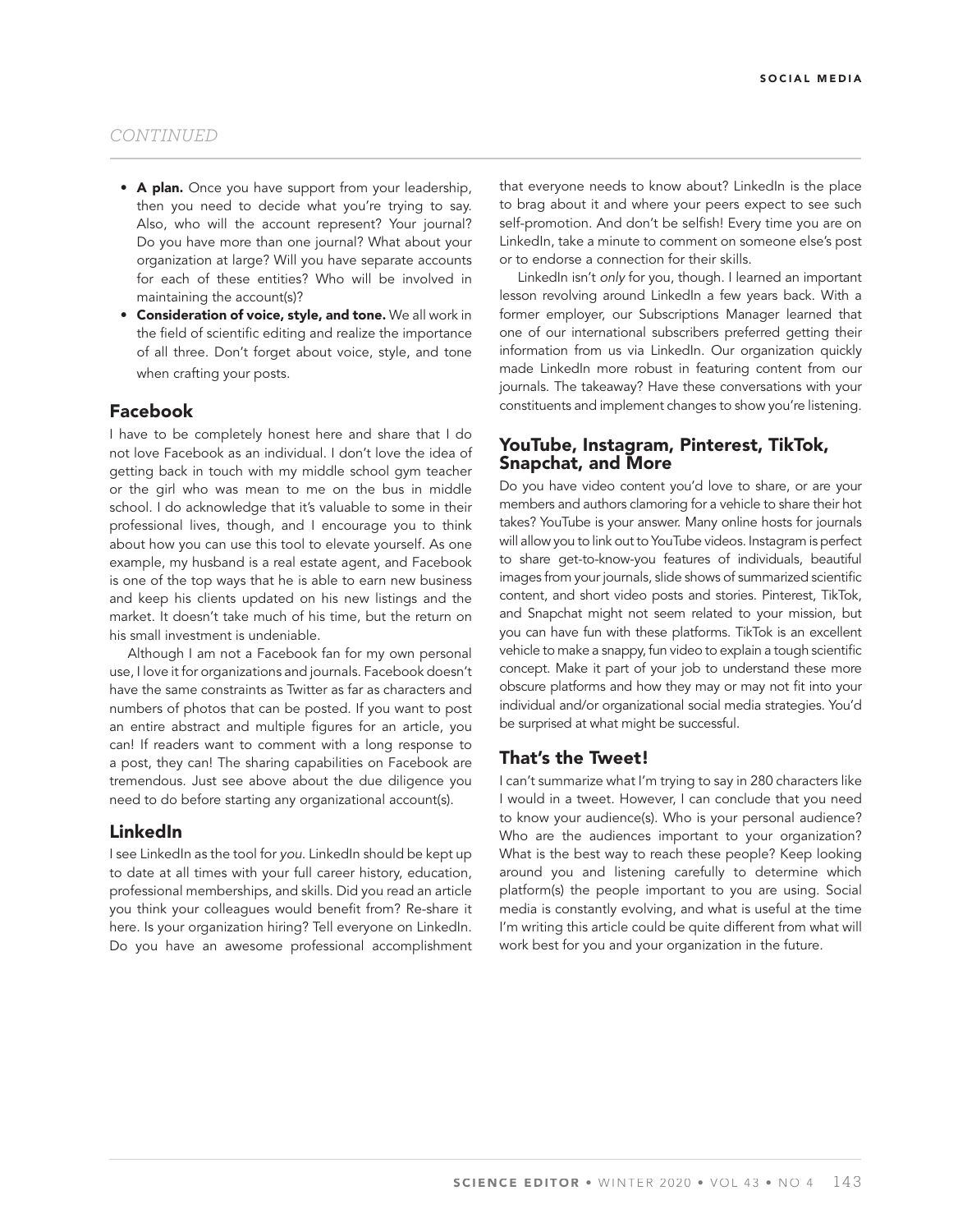*CONTINUED*

- **A plan.** Once you have support from your leadership, then you need to decide what you're trying to say. Also, who will the account represent? Your journal? Do you have more than one journal? What about your organization at large? Will you have separate accounts for each of these entities? Who will be involved in maintaining the account(s)?
- **Consideration of voice, style, and tone.** We all work in the field of scientific editing and realize the importance of all three. Don't forget about voice, style, and tone when crafting your posts.

## Facebook

I have to be completely honest here and share that I do not love Facebook as an individual. I don't love the idea of getting back in touch with my middle school gym teacher or the girl who was mean to me on the bus in middle school. I do acknowledge that it's valuable to some in their professional lives, though, and I encourage you to think about how you can use this tool to elevate yourself. As one example, my husband is a real estate agent, and Facebook is one of the top ways that he is able to earn new business and keep his clients updated on his new listings and the market. It doesn't take much of his time, but the return on his small investment is undeniable.

Although I am not a Facebook fan for my own personal use, I love it for organizations and journals. Facebook doesn't have the same constraints as Twitter as far as characters and numbers of photos that can be posted. If you want to post an entire abstract and multiple figures for an article, you can! If readers want to comment with a long response to a post, they can! The sharing capabilities on Facebook are tremendous. Just see above about the due diligence you need to do before starting any organizational account(s).

## LinkedIn

I see LinkedIn as the tool for *you*. LinkedIn should be kept up to date at all times with your full career history, education, professional memberships, and skills. Did you read an article you think your colleagues would benefit from? Re-share it here. Is your organization hiring? Tell everyone on LinkedIn. Do you have an awesome professional accomplishment that everyone needs to know about? LinkedIn is the place to brag about it and where your peers expect to see such self-promotion. And don't be selfish! Every time you are on LinkedIn, take a minute to comment on someone else's post or to endorse a connection for their skills.

LinkedIn isn't *only* for you, though. I learned an important lesson revolving around LinkedIn a few years back. With a former employer, our Subscriptions Manager learned that one of our international subscribers preferred getting their information from us via LinkedIn. Our organization quickly made LinkedIn more robust in featuring content from our journals. The takeaway? Have these conversations with your constituents and implement changes to show you're listening.

## YouTube, Instagram, Pinterest, TikTok, Snapchat, and More

Do you have video content you'd love to share, or are your members and authors clamoring for a vehicle to share their hot takes? YouTube is your answer. Many online hosts for journals will allow you to link out to YouTube videos. Instagram is perfect to share get-to-know-you features of individuals, beautiful images from your journals, slide shows of summarized scientific content, and short video posts and stories. Pinterest, TikTok, and Snapchat might not seem related to your mission, but you can have fun with these platforms. TikTok is an excellent vehicle to make a snappy, fun video to explain a tough scientific concept. Make it part of your job to understand these more obscure platforms and how they may or may not fit into your individual and/or organizational social media strategies. You'd be surprised at what might be successful.

## That's the Tweet!

I can't summarize what I'm trying to say in 280 characters like I would in a tweet. However, I can conclude that you need to know your audience(s). Who is your personal audience? Who are the audiences important to your organization? What is the best way to reach these people? Keep looking around you and listening carefully to determine which platform(s) the people important to you are using. Social media is constantly evolving, and what is useful at the time I'm writing this article could be quite different from what will work best for you and your organization in the future.